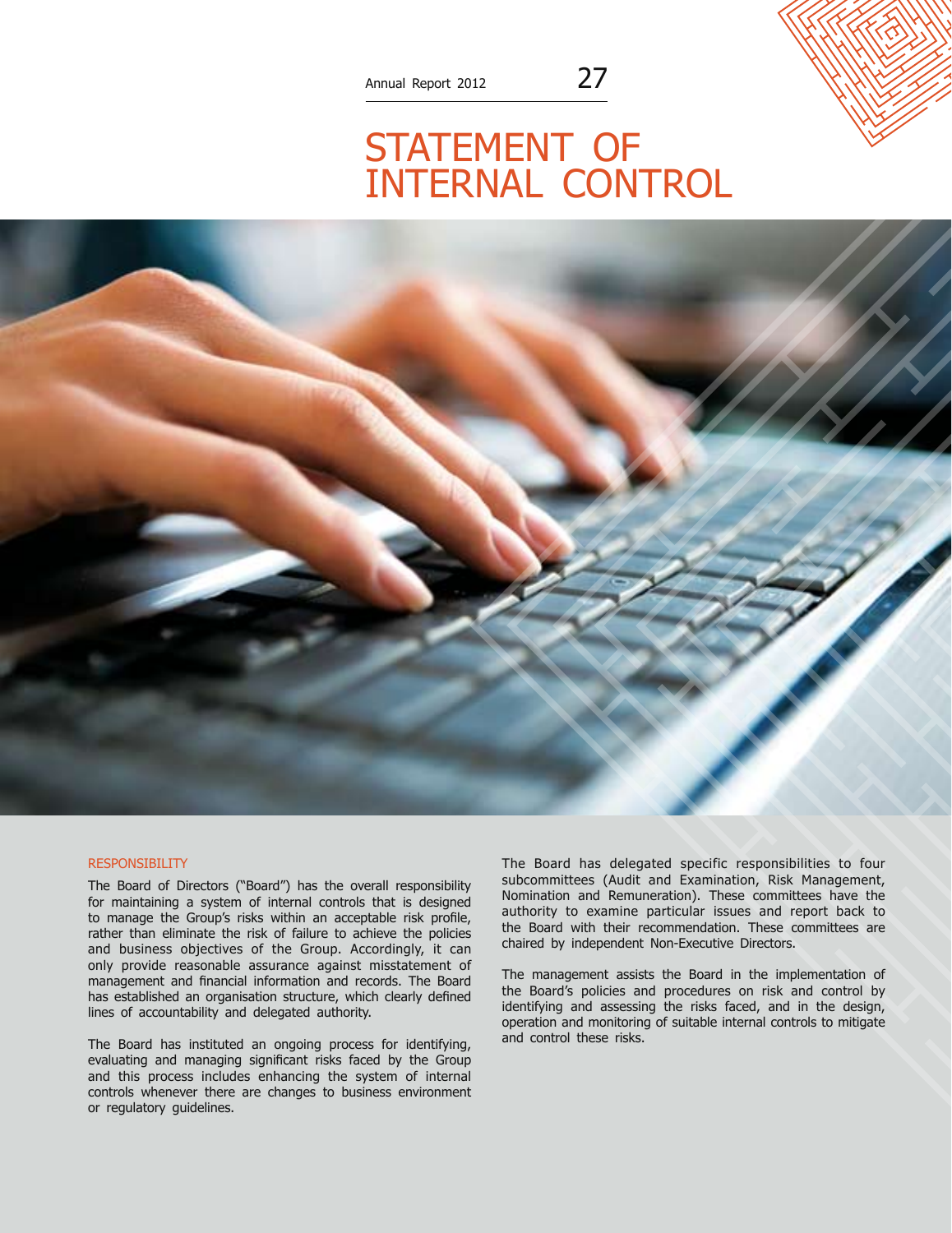# STATEMENT OF INTERNAL CONTROL

## RESPONSIBILITY

The Board of Directors ("Board") has the overall responsibility for maintaining a system of internal controls that is designed to manage the Group's risks within an acceptable risk profile, rather than eliminate the risk of failure to achieve the policies and business objectives of the Group. Accordingly, it can only provide reasonable assurance against misstatement of management and financial information and records. The Board has established an organisation structure, which clearly defined lines of accountability and delegated authority.

The Board has instituted an ongoing process for identifying, evaluating and managing significant risks faced by the Group and this process includes enhancing the system of internal controls whenever there are changes to business environment or regulatory guidelines.

The Board has delegated specific responsibilities to four subcommittees (Audit and Examination, Risk Management, Nomination and Remuneration). These committees have the authority to examine particular issues and report back to the Board with their recommendation. These committees are chaired by independent Non-Executive Directors.

The management assists the Board in the implementation of the Board's policies and procedures on risk and control by identifying and assessing the risks faced, and in the design, operation and monitoring of suitable internal controls to mitigate and control these risks.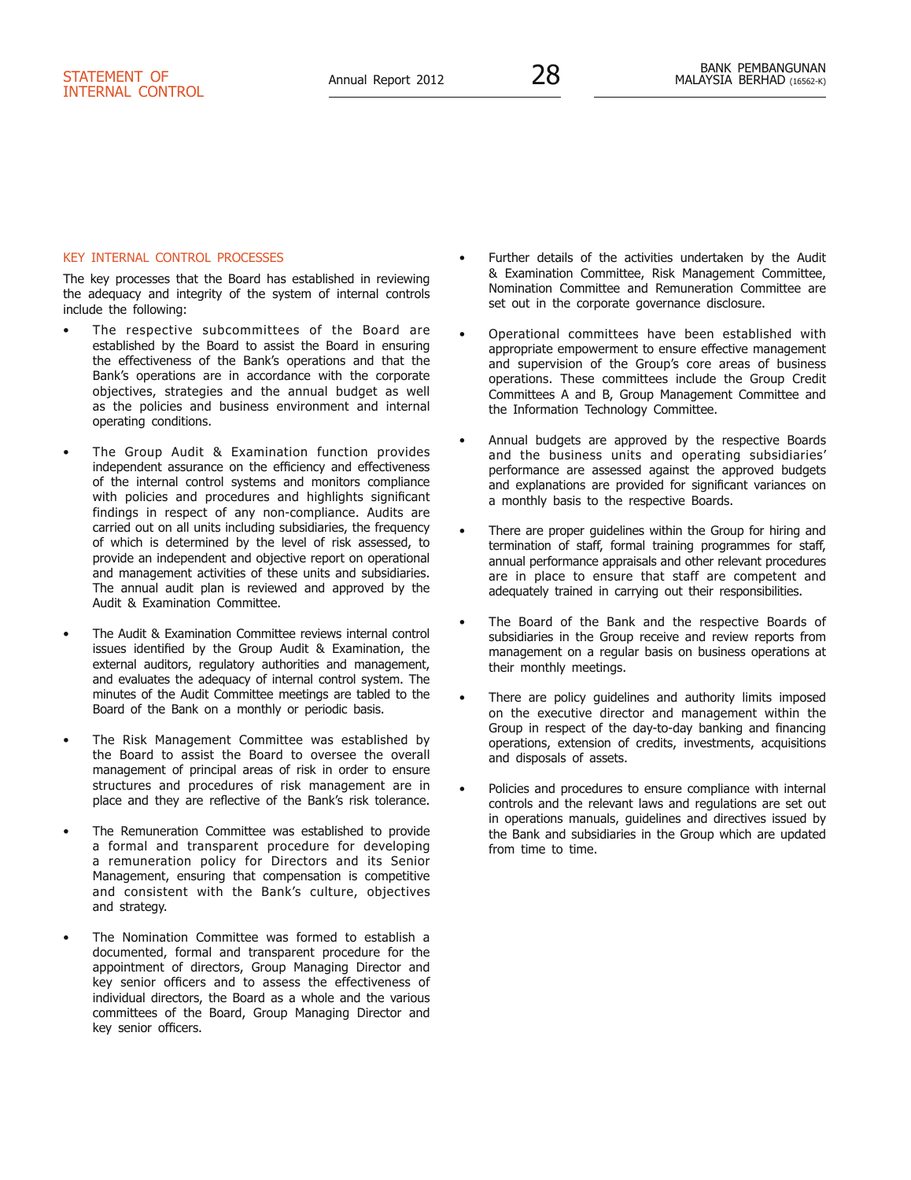## KEY INTERNAL CONTROL PROCESSES

The key processes that the Board has established in reviewing the adequacy and integrity of the system of internal controls include the following:

- The respective subcommittees of the Board are established by the Board to assist the Board in ensuring the effectiveness of the Bank's operations and that the Bank's operations are in accordance with the corporate objectives, strategies and the annual budget as well as the policies and business environment and internal operating conditions.

- The Group Audit & Examination function provides independent assurance on the efficiency and effectiveness of the internal control systems and monitors compliance with policies and procedures and highlights significant findings in respect of any non-compliance. Audits are carried out on all units including subsidiaries, the frequency of which is determined by the level of risk assessed, to provide an independent and objective report on operational and management activities of these units and subsidiaries. The annual audit plan is reviewed and approved by the Audit & Examination Committee.

- The Audit & Examination Committee reviews internal control issues identified by the Group Audit & Examination, the external auditors, regulatory authorities and management, and evaluates the adequacy of internal control system. The minutes of the Audit Committee meetings are tabled to the Board of the Bank on a monthly or periodic basis.

- The Risk Management Committee was established by the Board to assist the Board to oversee the overall management of principal areas of risk in order to ensure structures and procedures of risk management are in place and they are reflective of the Bank's risk tolerance.

- The Remuneration Committee was established to provide a formal and transparent procedure for developing a remuneration policy for Directors and its Senior Management, ensuring that compensation is competitive and consistent with the Bank's culture, objectives and strategy.

- The Nomination Committee was formed to establish a documented, formal and transparent procedure for the appointment of directors, Group Managing Director and key senior officers and to assess the effectiveness of individual directors, the Board as a whole and the various committees of the Board, Group Managing Director and key senior officers.

- Further details of the activities undertaken by the Audit & Examination Committee, Risk Management Committee, Nomination Committee and Remuneration Committee are set out in the corporate governance disclosure.

- Operational committees have been established with appropriate empowerment to ensure effective management and supervision of the Group's core areas of business operations. These committees include the Group Credit Committees A and B, Group Management Committee and the Information Technology Committee.

- Annual budgets are approved by the respective Boards and the business units and operating subsidiaries' performance are assessed against the approved budgets and explanations are provided for significant variances on a monthly basis to the respective Boards.

- There are proper guidelines within the Group for hiring and termination of staff, formal training programmes for staff, annual performance appraisals and other relevant procedures are in place to ensure that staff are competent and adequately trained in carrying out their responsibilities.

- The Board of the Bank and the respective Boards of subsidiaries in the Group receive and review reports from management on a regular basis on business operations at their monthly meetings.

- There are policy guidelines and authority limits imposed on the executive director and management within the Group in respect of the day-to-day banking and financing operations, extension of credits, investments, acquisitions and disposals of assets.

- Policies and procedures to ensure compliance with internal controls and the relevant laws and regulations are set out in operations manuals, guidelines and directives issued by the Bank and subsidiaries in the Group which are updated from time to time.